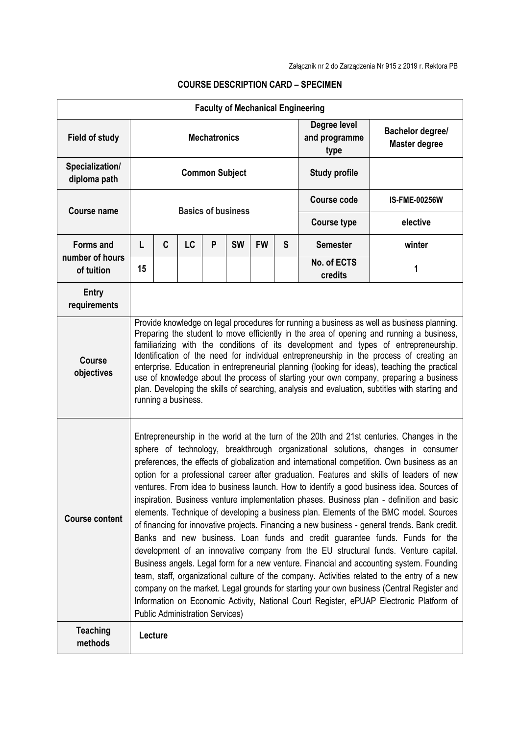Załącznik nr 2 do Zarządzenia Nr 915 z 2019 r. Rektora PB

## COURSE DESCRIPTION CARD – SPECIMEN

| Faculty of Mechanical Engineering | | | | | | | | | |
|---|---|---|---|---|---|---|---|---|---|
| **Field of study** | **Mechatronics** | | | | | | | **Degree level and programme type** | **Bachelor degree/ Master degree** |
| **Specialization/ diploma path** | **Common Subject** | | | | | | | **Study profile** | |
| **Course name** | **Basics of business** | | | | | | | **Course code** | **IS-FME-00256W** |
| | | | | | | | | **Course type** | **elective** |
| **Forms and number of hours of tuition** | **L** | **C** | **LC** | **P** | **SW** | **FW** | **S** | **Semester** | **winter** |
| | **15** | | | | | | | **No. of ECTS credits** | **1** |
| **Entry requirements** | | | | | | | | | |
| **Course objectives** | Provide knowledge on legal procedures for running a business as well as business planning. Preparing the student to move efficiently in the area of opening and running a business, familiarizing with the conditions of its development and types of entrepreneurship. Identification of the need for individual entrepreneurship in the process of creating an enterprise. Education in entrepreneurial planning (looking for ideas), teaching the practical use of knowledge about the process of starting your own company, preparing a business plan. Developing the skills of searching, analysis and evaluation, subtitles with starting and running a business. | | | | | | | | |
| **Course content** | Entrepreneurship in the world at the turn of the 20th and 21st centuries. Changes in the sphere of technology, breakthrough organizational solutions, changes in consumer preferences, the effects of globalization and international competition. Own business as an option for a professional career after graduation. Features and skills of leaders of new ventures. From idea to business launch. How to identify a good business idea. Sources of inspiration. Business venture implementation phases. Business plan - definition and basic elements. Technique of developing a business plan. Elements of the BMC model. Sources of financing for innovative projects. Financing a new business - general trends. Bank credit. Banks and new business. Loan funds and credit guarantee funds. Funds for the development of an innovative company from the EU structural funds. Venture capital. Business angels. Legal form for a new venture. Financial and accounting system. Founding team, staff, organizational culture of the company. Activities related to the entry of a new company on the market. Legal grounds for starting your own business (Central Register and Information on Economic Activity, National Court Register, ePUAP Electronic Platform of Public Administration Services) | | | | | | | | |
| **Teaching methods** | **Lecture** | | | | | | | | |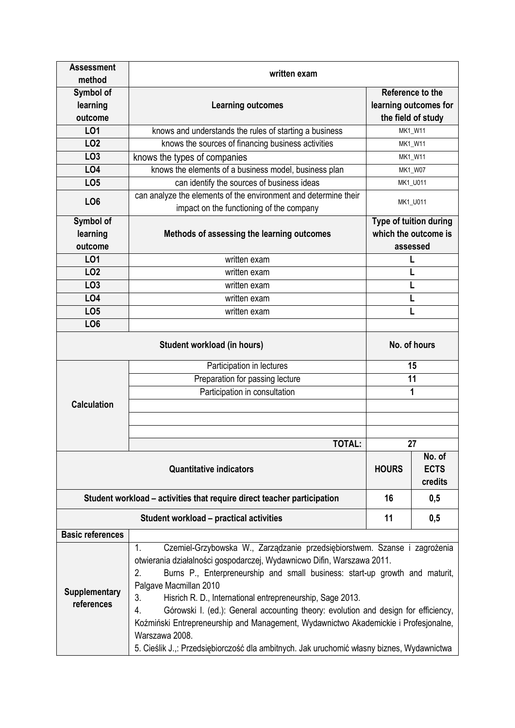| Assessment method | written exam | | |
|---|---|---|---|
| **Symbol of learning outcome** | **Learning outcomes** | **Reference to the learning outcomes for the field of study** | |
| **LO1** | knows and understands the rules of starting a business | MK1_W11 | |
| **LO2** | knows the sources of financing business activities | MK1_W11 | |
| **LO3** | knows the types of companies | MK1_W11 | |
| **LO4** | knows the elements of a business model, business plan | MK1_W07 | |
| **LO5** | can identify the sources of business ideas | MK1_U011 | |
| **LO6** | can analyze the elements of the environment and determine their impact on the functioning of the company | MK1_U011 | |
| **Symbol of learning outcome** | **Methods of assessing the learning outcomes** | **Type of tuition during which the outcome is assessed** | |
| **LO1** | written exam | L | |
| **LO2** | written exam | L | |
| **LO3** | written exam | L | |
| **LO4** | written exam | L | |
| **LO5** | written exam | L | |
| **LO6** | | | |
| **Student workload (in hours)** | | **No. of hours** | |
| **Calculation** | Participation in lectures | 15 | |
| | Preparation for passing lecture | 11 | |
| | Participation in consultation | 1 | |
| | | | |
| | | | |
| | | | |
| | **TOTAL:** | 27 | |
| **Quantitative indicators** | | **HOURS** | **No. of ECTS credits** |
| **Student workload – activities that require direct teacher participation** | | 16 | 0,5 |
| **Student workload – practical activities** | | 11 | 0,5 |
| **Basic references** | | | |
| **Supplementary references** | 1. Czemiel-Grzybowska W., Zarządzanie przedsiębiorstwem. Szanse i zagrożenia otwierania działalności gospodarczej, Wydawnicwo Difin, Warszawa 2011.<br>2. Burns P., Enterpreneurship and small business: start-up growth and maturit, Palgave Macmillan 2010<br>3. Hisrich R. D., International entrepreneurship, Sage 2013.<br>4. Górowski I. (ed.): General accounting theory: evolution and design for efficiency, Koźmiński Entrepreneurship and Management, Wydawnictwo Akademickie i Profesjonalne, Warszawa 2008.<br>5. Cieślik J.,: Przedsiębiorczość dla ambitnych. Jak uruchomić własny biznes, Wydawnictwa | | |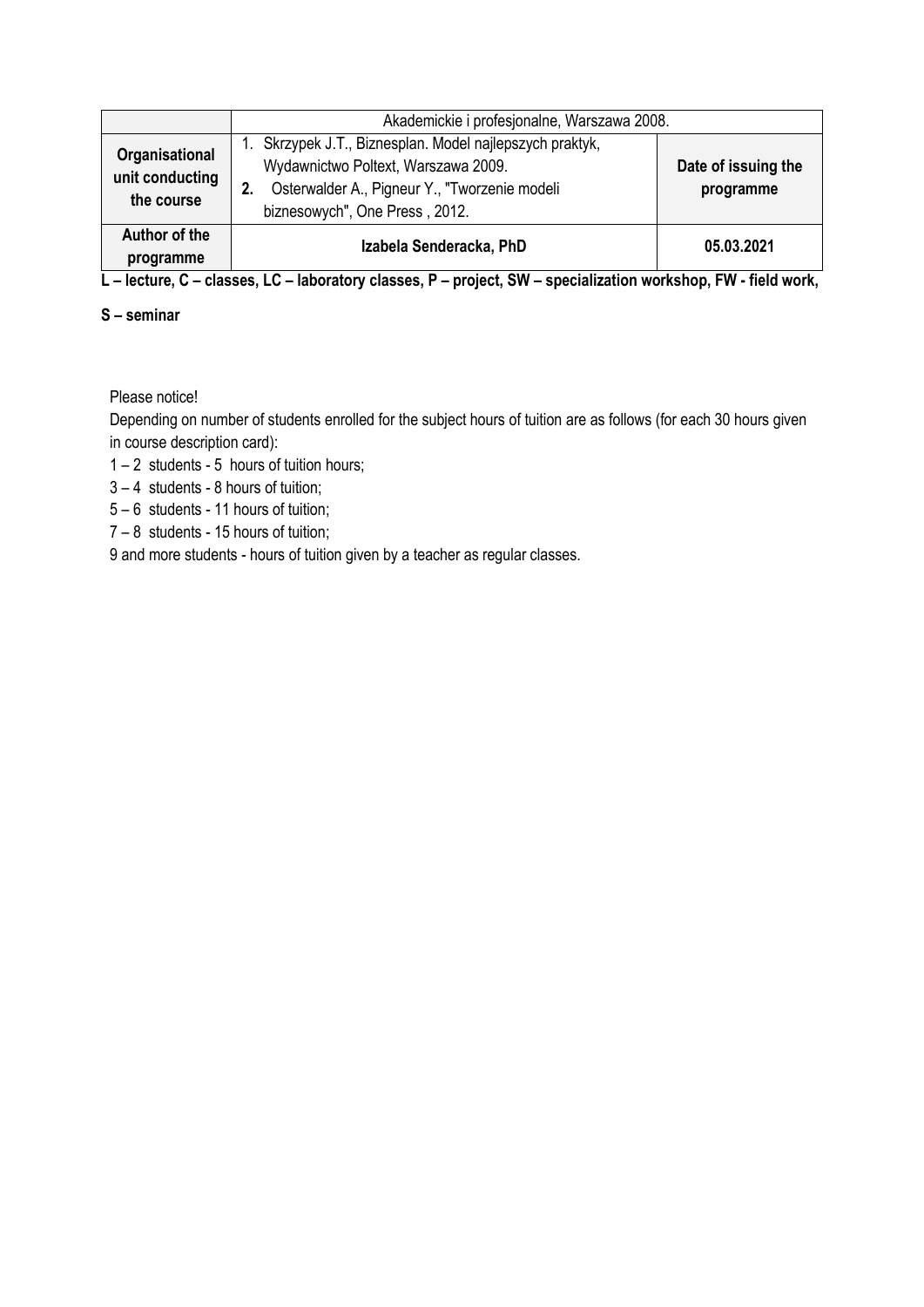| | | |
|---|---|---|
| | Akademickie i profesjonalne, Warszawa 2008. | |
| **Organisational unit conducting the course** | 1. Skrzypek J.T., Biznesplan. Model najlepszych praktyk, Wydawnictwo Poltext, Warszawa 2009.<br>**2.** Osterwalder A., Pigneur Y., "Tworzenie modeli biznesowych", One Press , 2012. | **Date of issuing the programme** |
| **Author of the programme** | **Izabela Senderacka, PhD** | **05.03.2021** |

**L – lecture, C – classes, LC – laboratory classes, P – project, SW – specialization workshop, FW - field work, S – seminar**

Please notice!

Depending on number of students enrolled for the subject hours of tuition are as follows (for each 30 hours given in course description card):

1 – 2 students - 5 hours of tuition hours;

3 – 4 students - 8 hours of tuition;

5 – 6 students - 11 hours of tuition;

7 – 8 students - 15 hours of tuition;

9 and more students - hours of tuition given by a teacher as regular classes.